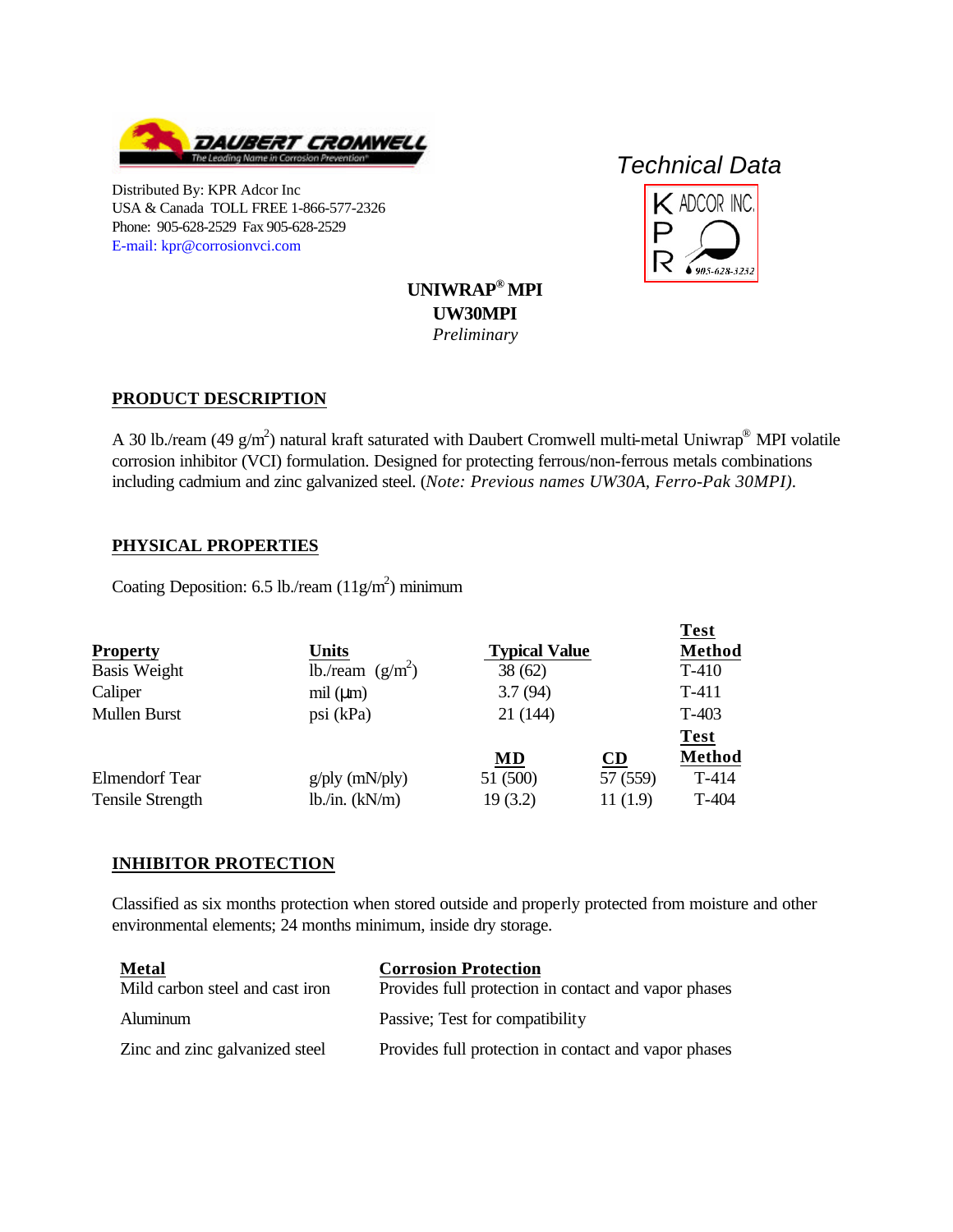DAUBERT CROMWELL
The Leading Name in Corrosion Prevention®

Distributed By: KPR Adcor Inc
USA & Canada TOLL FREE 1-866-577-2326
Phone: 905-628-2529 Fax 905-628-2529
E-mail: kpr@corrosionvci.com

*Technical Data*

KPR ADCOR INC.
905-628-3232

**UNIWRAP® MPI**
**UW30MPI**
*Preliminary*

## PRODUCT DESCRIPTION

A 30 lb./ream (49 g/m$^2$) natural kraft saturated with Daubert Cromwell multi-metal Uniwrap® MPI volatile corrosion inhibitor (VCI) formulation. Designed for protecting ferrous/non-ferrous metals combinations including cadmium and zinc galvanized steel. (*Note: Previous names UW30A, Ferro-Pak 30MPI).*

## PHYSICAL PROPERTIES

Coating Deposition: 6.5 lb./ream (11g/m$^2$) minimum

| Property | Units | Typical Value | | Test Method |
|---|---|---|---|---|
| Basis Weight | lb./ream (g/m$^2$) | 38 (62) | | T-410 |
| Caliper | mil (µm) | 3.7 (94) | | T-411 |
| Mullen Burst | psi (kPa) | 21 (144) | | T-403 |
| | | **MD** | **CD** | **Test Method** |
| Elmendorf Tear | g/ply (mN/ply) | 51 (500) | 57 (559) | T-414 |
| Tensile Strength | lb./in. (kN/m) | 19 (3.2) | 11 (1.9) | T-404 |

## INHIBITOR PROTECTION

Classified as six months protection when stored outside and properly protected from moisture and other environmental elements; 24 months minimum, inside dry storage.

| Metal | Corrosion Protection |
|---|---|
| Mild carbon steel and cast iron | Provides full protection in contact and vapor phases |
| Aluminum | Passive; Test for compatibility |
| Zinc and zinc galvanized steel | Provides full protection in contact and vapor phases |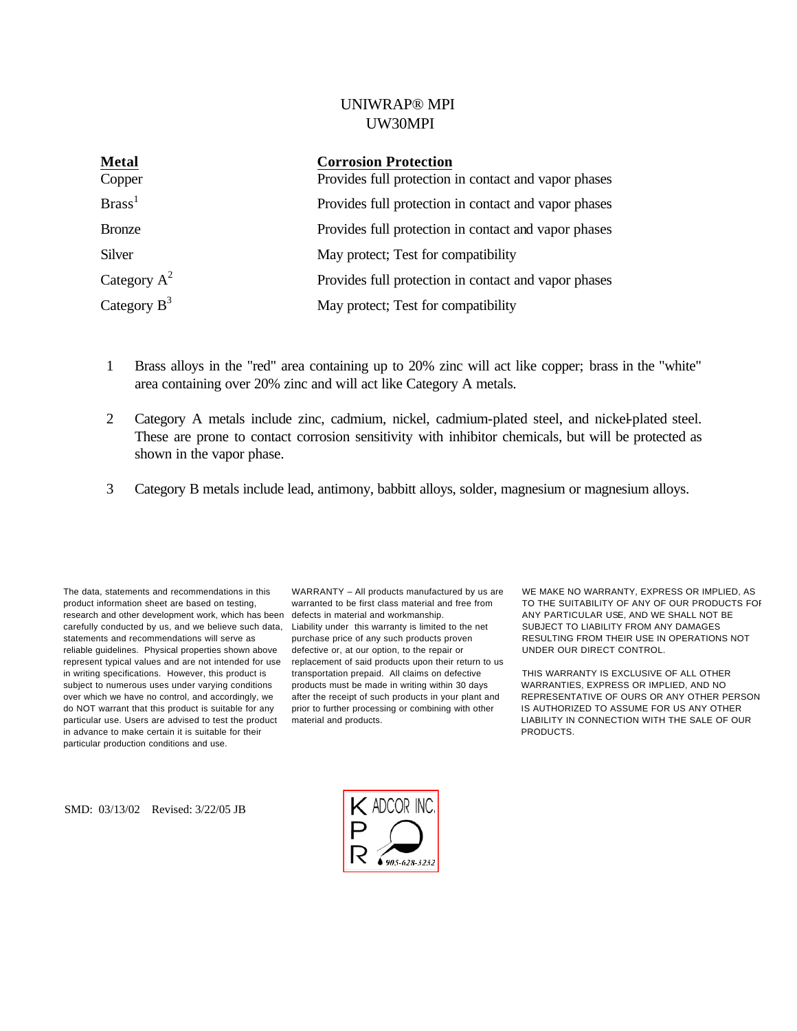UNIWRAP® MPI
UW30MPI

| Metal | Corrosion Protection |
|---|---|
| Copper | Provides full protection in contact and vapor phases |
| Brass[1] | Provides full protection in contact and vapor phases |
| Bronze | Provides full protection in contact and vapor phases |
| Silver | May protect; Test for compatibility |
| Category A[2] | Provides full protection in contact and vapor phases |
| Category B[3] | May protect; Test for compatibility |

1. Brass alloys in the "red" area containing up to 20% zinc will act like copper; brass in the "white" area containing over 20% zinc and will act like Category A metals.

2. Category A metals include zinc, cadmium, nickel, cadmium-plated steel, and nickel-plated steel. These are prone to contact corrosion sensitivity with inhibitor chemicals, but will be protected as shown in the vapor phase.

3. Category B metals include lead, antimony, babbitt alloys, solder, magnesium or magnesium alloys.

The data, statements and recommendations in this product information sheet are based on testing, research and other development work, which has been carefully conducted by us, and we believe such data, statements and recommendations will serve as reliable guidelines. Physical properties shown above represent typical values and are not intended for use in writing specifications. However, this product is subject to numerous uses under varying conditions over which we have no control, and accordingly, we do NOT warrant that this product is suitable for any particular use. Users are advised to test the product in advance to make certain it is suitable for their particular production conditions and use.

WARRANTY – All products manufactured by us are warranted to be first class material and free from defects in material and workmanship. Liability under this warranty is limited to the net purchase price of any such products proven defective or, at our option, to the repair or replacement of said products upon their return to us transportation prepaid. All claims on defective products must be made in writing within 30 days after the receipt of such products in your plant and prior to further processing or combining with other material and products.

WE MAKE NO WARRANTY, EXPRESS OR IMPLIED, AS TO THE SUITABILITY OF ANY OF OUR PRODUCTS FOR ANY PARTICULAR USE, AND WE SHALL NOT BE SUBJECT TO LIABILITY FROM ANY DAMAGES RESULTING FROM THEIR USE IN OPERATIONS NOT UNDER OUR DIRECT CONTROL.

THIS WARRANTY IS EXCLUSIVE OF ALL OTHER WARRANTIES, EXPRESS OR IMPLIED, AND NO REPRESENTATIVE OF OURS OR ANY OTHER PERSON IS AUTHORIZED TO ASSUME FOR US ANY OTHER LIABILITY IN CONNECTION WITH THE SALE OF OUR PRODUCTS.

SMD: 03/13/02 Revised: 3/22/05 JB

KPR ADCOR INC.
905-628-3232